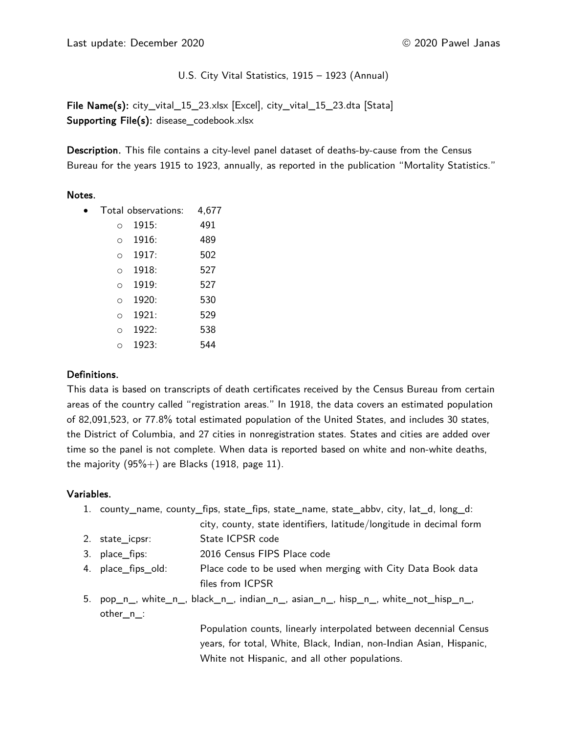Last update: December 2020 © 2020 Pawel Janas

U.S. City Vital Statistics, 1915 – 1923 (Annual)

**File Name(s):** city_vital_15_23.xlsx [Excel], city_vital_15_23.dta [Stata]
**Supporting File(s):** disease_codebook.xlsx

**Description.** This file contains a city-level panel dataset of deaths-by-cause from the Census Bureau for the years 1915 to 1923, annually, as reported in the publication "Mortality Statistics."

**Notes.**

- Total observations: 4,677
  - 1915: 491
  - 1916: 489
  - 1917: 502
  - 1918: 527
  - 1919: 527
  - 1920: 530
  - 1921: 529
  - 1922: 538
  - 1923: 544

**Definitions.**
This data is based on transcripts of death certificates received by the Census Bureau from certain areas of the country called "registration areas." In 1918, the data covers an estimated population of 82,091,523, or 77.8% total estimated population of the United States, and includes 30 states, the District of Columbia, and 27 cities in nonregistration states. States and cities are added over time so the panel is not complete. When data is reported based on white and non-white deaths, the majority (95%+) are Blacks (1918, page 11).

**Variables.**

1. county_name, county_fips, state_fips, state_name, state_abbv, city, lat_d, long_d: city, county, state identifiers, latitude/longitude in decimal form
2. state_icpsr: State ICPSR code
3. place_fips: 2016 Census FIPS Place code
4. place_fips_old: Place code to be used when merging with City Data Book data files from ICPSR
5. pop_n_, white_n_, black_n_, indian_n_, asian_n_, hisp_n_, white_not_hisp_n_, other_n_: Population counts, linearly interpolated between decennial Census years, for total, White, Black, Indian, non-Indian Asian, Hispanic, White not Hispanic, and all other populations.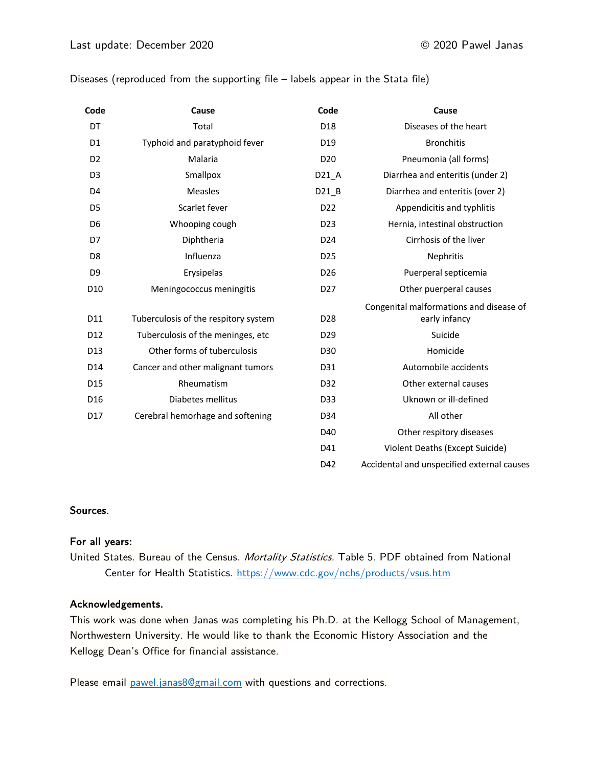Last update: December 2020 © 2020 Pawel Janas

Diseases (reproduced from the supporting file – labels appear in the Stata file)

| Code | Cause | Code | Cause |
|---|---|---|---|
| DT | Total | D18 | Diseases of the heart |
| D1 | Typhoid and paratyphoid fever | D19 | Bronchitis |
| D2 | Malaria | D20 | Pneumonia (all forms) |
| D3 | Smallpox | D21_A | Diarrhea and enteritis (under 2) |
| D4 | Measles | D21_B | Diarrhea and enteritis (over 2) |
| D5 | Scarlet fever | D22 | Appendicitis and typhlitis |
| D6 | Whooping cough | D23 | Hernia, intestinal obstruction |
| D7 | Diphtheria | D24 | Cirrhosis of the liver |
| D8 | Influenza | D25 | Nephritis |
| D9 | Erysipelas | D26 | Puerperal septicemia |
| D10 | Meningococcus meningitis | D27 | Other puerperal causes |
| D11 | Tuberculosis of the respitory system | D28 | Congenital malformations and disease of early infancy |
| D12 | Tuberculosis of the meninges, etc | D29 | Suicide |
| D13 | Other forms of tuberculosis | D30 | Homicide |
| D14 | Cancer and other malignant tumors | D31 | Automobile accidents |
| D15 | Rheumatism | D32 | Other external causes |
| D16 | Diabetes mellitus | D33 | Uknown or ill-defined |
| D17 | Cerebral hemorhage and softening | D34 | All other |
| | | D40 | Other respitory diseases |
| | | D41 | Violent Deaths (Except Suicide) |
| | | D42 | Accidental and unspecified external causes |

## Sources.

### For all years:

United States. Bureau of the Census. *Mortality Statistics.* Table 5. PDF obtained from National Center for Health Statistics. https://www.cdc.gov/nchs/products/vsus.htm

## Acknowledgements.

This work was done when Janas was completing his Ph.D. at the Kellogg School of Management, Northwestern University. He would like to thank the Economic History Association and the Kellogg Dean's Office for financial assistance.

Please email pawel.janas8@gmail.com with questions and corrections.